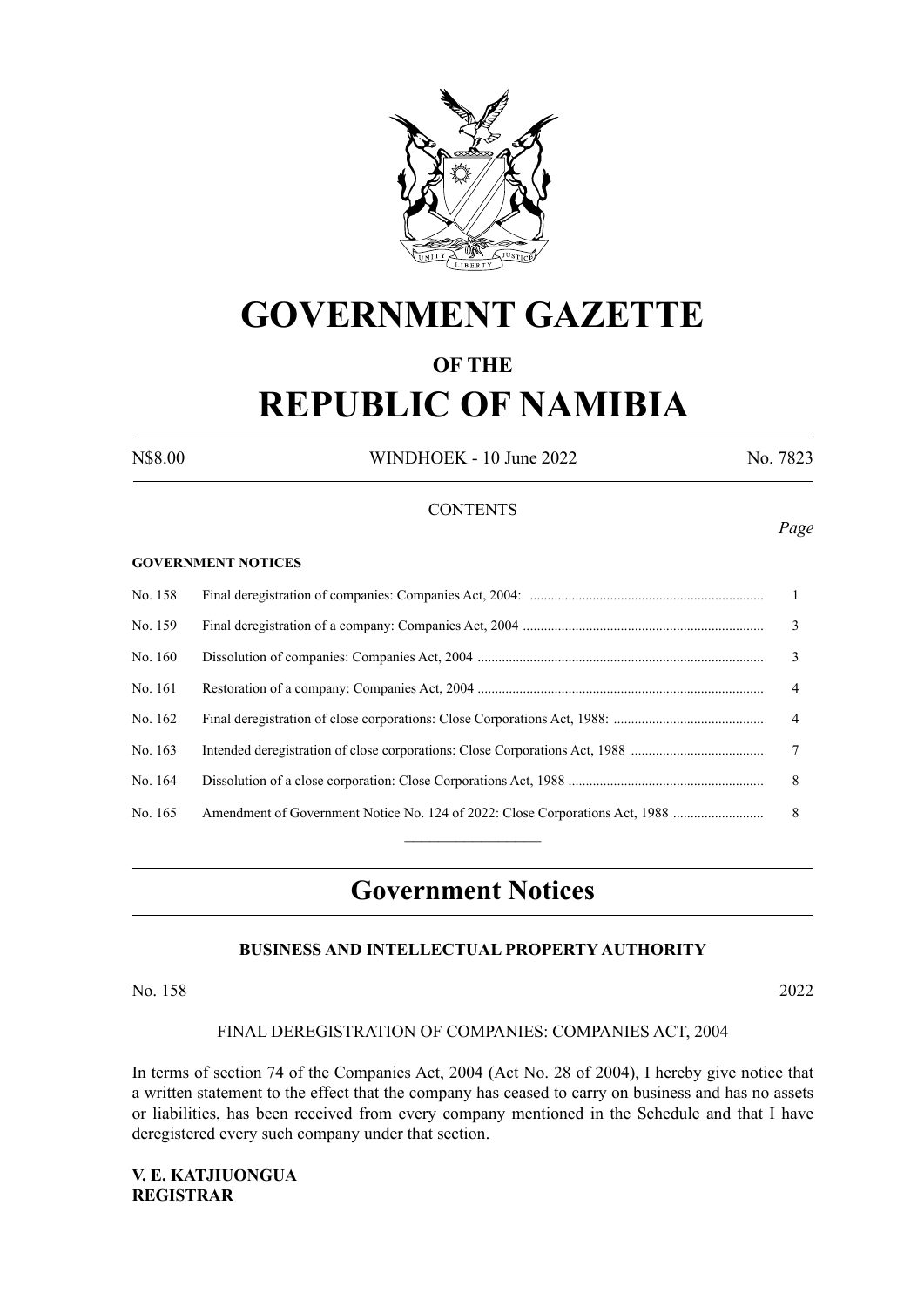# GOVERNMENT GAZETTE

## OF THE

# REPUBLIC OF NAMIBIA

N$8.00 WINDHOEK - 10 June 2022 No. 7823

CONTENTS

*Page*

**GOVERNMENT NOTICES**

| No. | Title | Page |
|---|---|---|
| No. 158 | Final deregistration of companies: Companies Act, 2004: | 1 |
| No. 159 | Final deregistration of a company: Companies Act, 2004 | 3 |
| No. 160 | Dissolution of companies: Companies Act, 2004 | 3 |
| No. 161 | Restoration of a company: Companies Act, 2004 | 4 |
| No. 162 | Final deregistration of close corporations: Close Corporations Act, 1988: | 4 |
| No. 163 | Intended deregistration of close corporations: Close Corporations Act, 1988 | 7 |
| No. 164 | Dissolution of a close corporation: Close Corporations Act, 1988 | 8 |
| No. 165 | Amendment of Government Notice No. 124 of 2022: Close Corporations Act, 1988 | 8 |

## Government Notices

### BUSINESS AND INTELLECTUAL PROPERTY AUTHORITY

No. 158 2022

FINAL DEREGISTRATION OF COMPANIES: COMPANIES ACT, 2004

In terms of section 74 of the Companies Act, 2004 (Act No. 28 of 2004), I hereby give notice that a written statement to the effect that the company has ceased to carry on business and has no assets or liabilities, has been received from every company mentioned in the Schedule and that I have deregistered every such company under that section.

**V. E. KATJIUONGUA**
**REGISTRAR**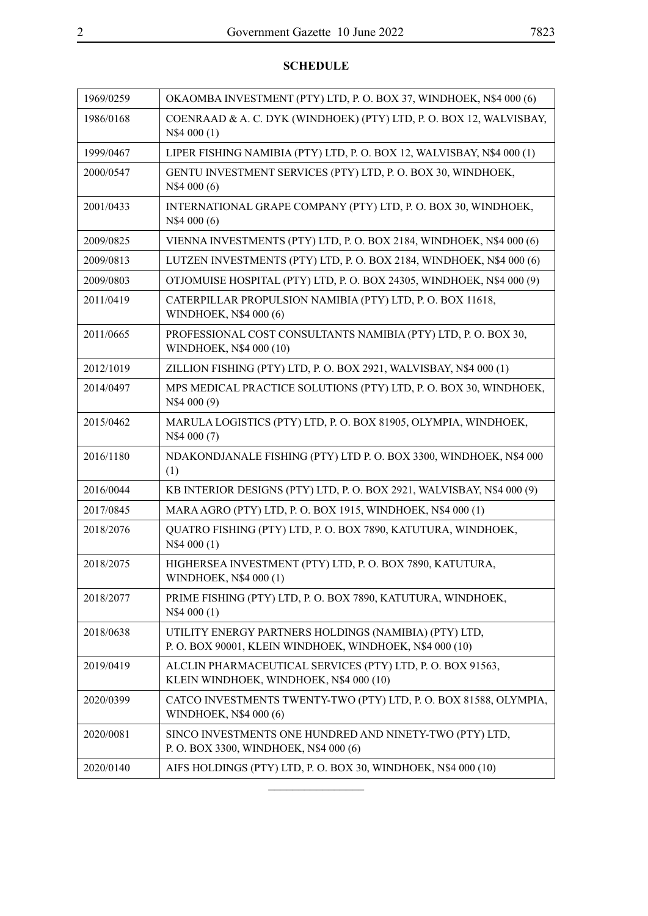**SCHEDULE**

| | |
|---|---|
| 1969/0259 | OKAOMBA INVESTMENT (PTY) LTD, P. O. BOX 37, WINDHOEK, N$4 000 (6) |
| 1986/0168 | COENRAAD & A. C. DYK (WINDHOEK) (PTY) LTD, P. O. BOX 12, WALVISBAY, N$4 000 (1) |
| 1999/0467 | LIPER FISHING NAMIBIA (PTY) LTD, P. O. BOX 12, WALVISBAY, N$4 000 (1) |
| 2000/0547 | GENTU INVESTMENT SERVICES (PTY) LTD, P. O. BOX 30, WINDHOEK, N$4 000 (6) |
| 2001/0433 | INTERNATIONAL GRAPE COMPANY (PTY) LTD, P. O. BOX 30, WINDHOEK, N$4 000 (6) |
| 2009/0825 | VIENNA INVESTMENTS (PTY) LTD, P. O. BOX 2184, WINDHOEK, N$4 000 (6) |
| 2009/0813 | LUTZEN INVESTMENTS (PTY) LTD, P. O. BOX 2184, WINDHOEK, N$4 000 (6) |
| 2009/0803 | OTJOMUISE HOSPITAL (PTY) LTD, P. O. BOX 24305, WINDHOEK, N$4 000 (9) |
| 2011/0419 | CATERPILLAR PROPULSION NAMIBIA (PTY) LTD, P. O. BOX 11618, WINDHOEK, N$4 000 (6) |
| 2011/0665 | PROFESSIONAL COST CONSULTANTS NAMIBIA (PTY) LTD, P. O. BOX 30, WINDHOEK, N$4 000 (10) |
| 2012/1019 | ZILLION FISHING (PTY) LTD, P. O. BOX 2921, WALVISBAY, N$4 000 (1) |
| 2014/0497 | MPS MEDICAL PRACTICE SOLUTIONS (PTY) LTD, P. O. BOX 30, WINDHOEK, N$4 000 (9) |
| 2015/0462 | MARULA LOGISTICS (PTY) LTD, P. O. BOX 81905, OLYMPIA, WINDHOEK, N$4 000 (7) |
| 2016/1180 | NDAKONDJANALE FISHING (PTY) LTD P. O. BOX 3300, WINDHOEK, N$4 000 (1) |
| 2016/0044 | KB INTERIOR DESIGNS (PTY) LTD, P. O. BOX 2921, WALVISBAY, N$4 000 (9) |
| 2017/0845 | MARA AGRO (PTY) LTD, P. O. BOX 1915, WINDHOEK, N$4 000 (1) |
| 2018/2076 | QUATRO FISHING (PTY) LTD, P. O. BOX 7890, KATUTURA, WINDHOEK, N$4 000 (1) |
| 2018/2075 | HIGHERSEA INVESTMENT (PTY) LTD, P. O. BOX 7890, KATUTURA, WINDHOEK, N$4 000 (1) |
| 2018/2077 | PRIME FISHING (PTY) LTD, P. O. BOX 7890, KATUTURA, WINDHOEK, N$4 000 (1) |
| 2018/0638 | UTILITY ENERGY PARTNERS HOLDINGS (NAMIBIA) (PTY) LTD, P. O. BOX 90001, KLEIN WINDHOEK, WINDHOEK, N$4 000 (10) |
| 2019/0419 | ALCLIN PHARMACEUTICAL SERVICES (PTY) LTD, P. O. BOX 91563, KLEIN WINDHOEK, WINDHOEK, N$4 000 (10) |
| 2020/0399 | CATCO INVESTMENTS TWENTY-TWO (PTY) LTD, P. O. BOX 81588, OLYMPIA, WINDHOEK, N$4 000 (6) |
| 2020/0081 | SINCO INVESTMENTS ONE HUNDRED AND NINETY-TWO (PTY) LTD, P. O. BOX 3300, WINDHOEK, N$4 000 (6) |
| 2020/0140 | AIFS HOLDINGS (PTY) LTD, P. O. BOX 30, WINDHOEK, N$4 000 (10) |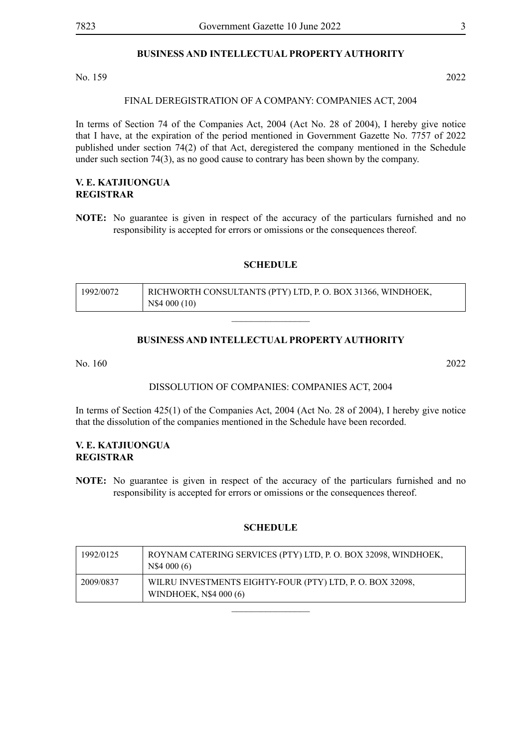## BUSINESS AND INTELLECTUAL PROPERTY AUTHORITY

No. 159 2022

FINAL DEREGISTRATION OF A COMPANY: COMPANIES ACT, 2004

In terms of Section 74 of the Companies Act, 2004 (Act No. 28 of 2004), I hereby give notice that I have, at the expiration of the period mentioned in Government Gazette No. 7757 of 2022 published under section 74(2) of that Act, deregistered the company mentioned in the Schedule under such section 74(3), as no good cause to contrary has been shown by the company.

**V. E. KATJIUONGUA**
**REGISTRAR**

**NOTE:** No guarantee is given in respect of the accuracy of the particulars furnished and no responsibility is accepted for errors or omissions or the consequences thereof.

### SCHEDULE

| | |
|---|---|
| 1992/0072 | RICHWORTH CONSULTANTS (PTY) LTD, P. O. BOX 31366, WINDHOEK, N$4 000 (10) |

________________

## BUSINESS AND INTELLECTUAL PROPERTY AUTHORITY

No. 160 2022

DISSOLUTION OF COMPANIES: COMPANIES ACT, 2004

In terms of Section 425(1) of the Companies Act, 2004 (Act No. 28 of 2004), I hereby give notice that the dissolution of the companies mentioned in the Schedule have been recorded.

**V. E. KATJIUONGUA**
**REGISTRAR**

**NOTE:** No guarantee is given in respect of the accuracy of the particulars furnished and no responsibility is accepted for errors or omissions or the consequences thereof.

### SCHEDULE

| | |
|---|---|
| 1992/0125 | ROYNAM CATERING SERVICES (PTY) LTD, P. O. BOX 32098, WINDHOEK, N$4 000 (6) |
| 2009/0837 | WILRU INVESTMENTS EIGHTY-FOUR (PTY) LTD, P. O. BOX 32098, WINDHOEK, N$4 000 (6) |

________________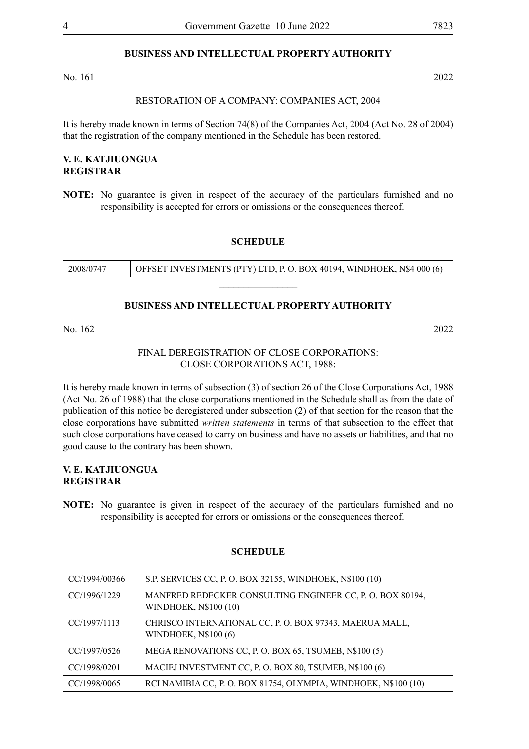## BUSINESS AND INTELLECTUAL PROPERTY AUTHORITY

No. 161 2022

RESTORATION OF A COMPANY: COMPANIES ACT, 2004

It is hereby made known in terms of Section 74(8) of the Companies Act, 2004 (Act No. 28 of 2004) that the registration of the company mentioned in the Schedule has been restored.

**V. E. KATJIUONGUA**
**REGISTRAR**

**NOTE:** No guarantee is given in respect of the accuracy of the particulars furnished and no responsibility is accepted for errors or omissions or the consequences thereof.

### SCHEDULE

| | |
|---|---|
| 2008/0747 | OFFSET INVESTMENTS (PTY) LTD, P. O. BOX 40194, WINDHOEK, N$4 000 (6) |

---

## BUSINESS AND INTELLECTUAL PROPERTY AUTHORITY

No. 162 2022

FINAL DEREGISTRATION OF CLOSE CORPORATIONS: CLOSE CORPORATIONS ACT, 1988:

It is hereby made known in terms of subsection (3) of section 26 of the Close Corporations Act, 1988 (Act No. 26 of 1988) that the close corporations mentioned in the Schedule shall as from the date of publication of this notice be deregistered under subsection (2) of that section for the reason that the close corporations have submitted *written statements* in terms of that subsection to the effect that such close corporations have ceased to carry on business and have no assets or liabilities, and that no good cause to the contrary has been shown.

**V. E. KATJIUONGUA**
**REGISTRAR**

**NOTE:** No guarantee is given in respect of the accuracy of the particulars furnished and no responsibility is accepted for errors or omissions or the consequences thereof.

### SCHEDULE

| | |
|---|---|
| CC/1994/00366 | S.P. SERVICES CC, P. O. BOX 32155, WINDHOEK, N$100 (10) |
| CC/1996/1229 | MANFRED REDECKER CONSULTING ENGINEER CC, P. O. BOX 80194, WINDHOEK, N$100 (10) |
| CC/1997/1113 | CHRISCO INTERNATIONAL CC, P. O. BOX 97343, MAERUA MALL, WINDHOEK, N$100 (6) |
| CC/1997/0526 | MEGA RENOVATIONS CC, P. O. BOX 65, TSUMEB, N$100 (5) |
| CC/1998/0201 | MACIEJ INVESTMENT CC, P. O. BOX 80, TSUMEB, N$100 (6) |
| CC/1998/0065 | RCI NAMIBIA CC, P. O. BOX 81754, OLYMPIA, WINDHOEK, N$100 (10) |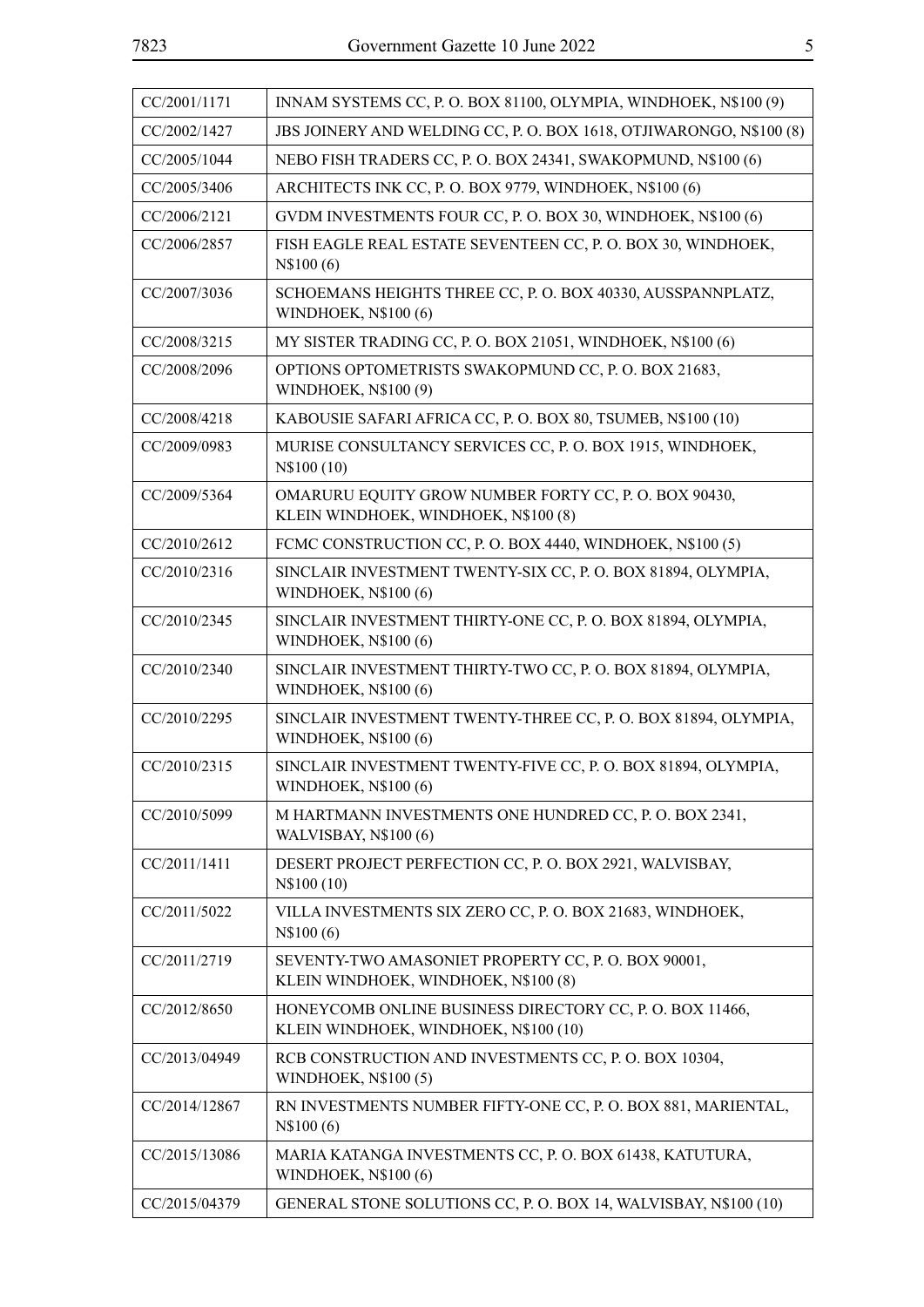| | |
|---|---|
| CC/2001/1171 | INNAM SYSTEMS CC, P. O. BOX 81100, OLYMPIA, WINDHOEK, N$100 (9) |
| CC/2002/1427 | JBS JOINERY AND WELDING CC, P. O. BOX 1618, OTJIWARONGO, N$100 (8) |
| CC/2005/1044 | NEBO FISH TRADERS CC, P. O. BOX 24341, SWAKOPMUND, N$100 (6) |
| CC/2005/3406 | ARCHITECTS INK CC, P. O. BOX 9779, WINDHOEK, N$100 (6) |
| CC/2006/2121 | GVDM INVESTMENTS FOUR CC, P. O. BOX 30, WINDHOEK, N$100 (6) |
| CC/2006/2857 | FISH EAGLE REAL ESTATE SEVENTEEN CC, P. O. BOX 30, WINDHOEK, N$100 (6) |
| CC/2007/3036 | SCHOEMANS HEIGHTS THREE CC, P. O. BOX 40330, AUSSPANNPLATZ, WINDHOEK, N$100 (6) |
| CC/2008/3215 | MY SISTER TRADING CC, P. O. BOX 21051, WINDHOEK, N$100 (6) |
| CC/2008/2096 | OPTIONS OPTOMETRISTS SWAKOPMUND CC, P. O. BOX 21683, WINDHOEK, N$100 (9) |
| CC/2008/4218 | KABOUSIE SAFARI AFRICA CC, P. O. BOX 80, TSUMEB, N$100 (10) |
| CC/2009/0983 | MURISE CONSULTANCY SERVICES CC, P. O. BOX 1915, WINDHOEK, N$100 (10) |
| CC/2009/5364 | OMARURU EQUITY GROW NUMBER FORTY CC, P. O. BOX 90430, KLEIN WINDHOEK, WINDHOEK, N$100 (8) |
| CC/2010/2612 | FCMC CONSTRUCTION CC, P. O. BOX 4440, WINDHOEK, N$100 (5) |
| CC/2010/2316 | SINCLAIR INVESTMENT TWENTY-SIX CC, P. O. BOX 81894, OLYMPIA, WINDHOEK, N$100 (6) |
| CC/2010/2345 | SINCLAIR INVESTMENT THIRTY-ONE CC, P. O. BOX 81894, OLYMPIA, WINDHOEK, N$100 (6) |
| CC/2010/2340 | SINCLAIR INVESTMENT THIRTY-TWO CC, P. O. BOX 81894, OLYMPIA, WINDHOEK, N$100 (6) |
| CC/2010/2295 | SINCLAIR INVESTMENT TWENTY-THREE CC, P. O. BOX 81894, OLYMPIA, WINDHOEK, N$100 (6) |
| CC/2010/2315 | SINCLAIR INVESTMENT TWENTY-FIVE CC, P. O. BOX 81894, OLYMPIA, WINDHOEK, N$100 (6) |
| CC/2010/5099 | M HARTMANN INVESTMENTS ONE HUNDRED CC, P. O. BOX 2341, WALVISBAY, N$100 (6) |
| CC/2011/1411 | DESERT PROJECT PERFECTION CC, P. O. BOX 2921, WALVISBAY, N$100 (10) |
| CC/2011/5022 | VILLA INVESTMENTS SIX ZERO CC, P. O. BOX 21683, WINDHOEK, N$100 (6) |
| CC/2011/2719 | SEVENTY-TWO AMASONIET PROPERTY CC, P. O. BOX 90001, KLEIN WINDHOEK, WINDHOEK, N$100 (8) |
| CC/2012/8650 | HONEYCOMB ONLINE BUSINESS DIRECTORY CC, P. O. BOX 11466, KLEIN WINDHOEK, WINDHOEK, N$100 (10) |
| CC/2013/04949 | RCB CONSTRUCTION AND INVESTMENTS CC, P. O. BOX 10304, WINDHOEK, N$100 (5) |
| CC/2014/12867 | RN INVESTMENTS NUMBER FIFTY-ONE CC, P. O. BOX 881, MARIENTAL, N$100 (6) |
| CC/2015/13086 | MARIA KATANGA INVESTMENTS CC, P. O. BOX 61438, KATUTURA, WINDHOEK, N$100 (6) |
| CC/2015/04379 | GENERAL STONE SOLUTIONS CC, P. O. BOX 14, WALVISBAY, N$100 (10) |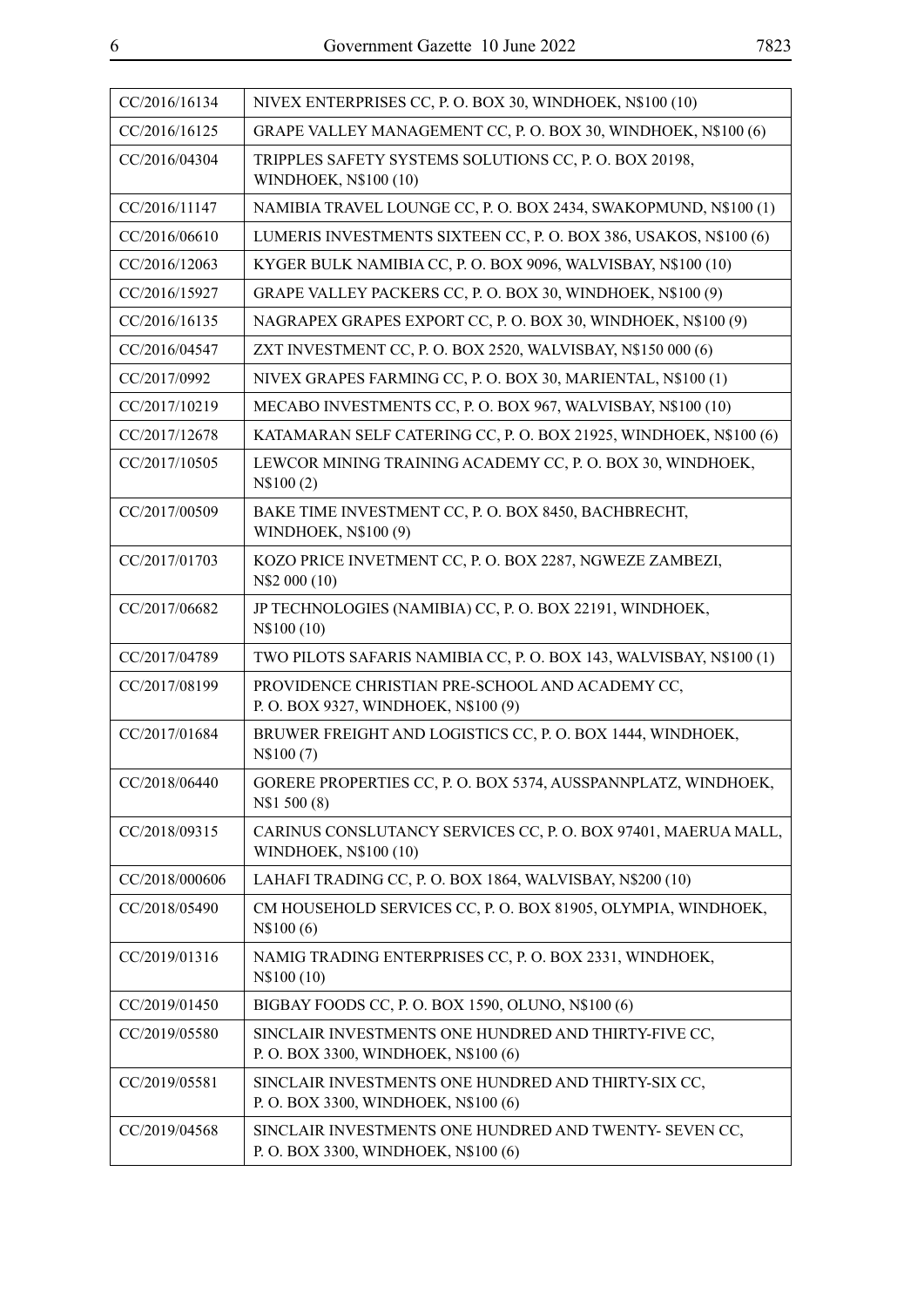| | |
|---|---|
| CC/2016/16134 | NIVEX ENTERPRISES CC, P. O. BOX 30, WINDHOEK, N$100 (10) |
| CC/2016/16125 | GRAPE VALLEY MANAGEMENT CC, P. O. BOX 30, WINDHOEK, N$100 (6) |
| CC/2016/04304 | TRIPPLES SAFETY SYSTEMS SOLUTIONS CC, P. O. BOX 20198, WINDHOEK, N$100 (10) |
| CC/2016/11147 | NAMIBIA TRAVEL LOUNGE CC, P. O. BOX 2434, SWAKOPMUND, N$100 (1) |
| CC/2016/06610 | LUMERIS INVESTMENTS SIXTEEN CC, P. O. BOX 386, USAKOS, N$100 (6) |
| CC/2016/12063 | KYGER BULK NAMIBIA CC, P. O. BOX 9096, WALVISBAY, N$100 (10) |
| CC/2016/15927 | GRAPE VALLEY PACKERS CC, P. O. BOX 30, WINDHOEK, N$100 (9) |
| CC/2016/16135 | NAGRAPEX GRAPES EXPORT CC, P. O. BOX 30, WINDHOEK, N$100 (9) |
| CC/2016/04547 | ZXT INVESTMENT CC, P. O. BOX 2520, WALVISBAY, N$150 000 (6) |
| CC/2017/0992 | NIVEX GRAPES FARMING CC, P. O. BOX 30, MARIENTAL, N$100 (1) |
| CC/2017/10219 | MECABO INVESTMENTS CC, P. O. BOX 967, WALVISBAY, N$100 (10) |
| CC/2017/12678 | KATAMARAN SELF CATERING CC, P. O. BOX 21925, WINDHOEK, N$100 (6) |
| CC/2017/10505 | LEWCOR MINING TRAINING ACADEMY CC, P. O. BOX 30, WINDHOEK, N$100 (2) |
| CC/2017/00509 | BAKE TIME INVESTMENT CC, P. O. BOX 8450, BACHBRECHT, WINDHOEK, N$100 (9) |
| CC/2017/01703 | KOZO PRICE INVETMENT CC, P. O. BOX 2287, NGWEZE ZAMBEZI, N$2 000 (10) |
| CC/2017/06682 | JP TECHNOLOGIES (NAMIBIA) CC, P. O. BOX 22191, WINDHOEK, N$100 (10) |
| CC/2017/04789 | TWO PILOTS SAFARIS NAMIBIA CC, P. O. BOX 143, WALVISBAY, N$100 (1) |
| CC/2017/08199 | PROVIDENCE CHRISTIAN PRE-SCHOOL AND ACADEMY CC, P. O. BOX 9327, WINDHOEK, N$100 (9) |
| CC/2017/01684 | BRUWER FREIGHT AND LOGISTICS CC, P. O. BOX 1444, WINDHOEK, N$100 (7) |
| CC/2018/06440 | GORERE PROPERTIES CC, P. O. BOX 5374, AUSSPANNPLATZ, WINDHOEK, N$1 500 (8) |
| CC/2018/09315 | CARINUS CONSLUTANCY SERVICES CC, P. O. BOX 97401, MAERUA MALL, WINDHOEK, N$100 (10) |
| CC/2018/000606 | LAHAFI TRADING CC, P. O. BOX 1864, WALVISBAY, N$200 (10) |
| CC/2018/05490 | CM HOUSEHOLD SERVICES CC, P. O. BOX 81905, OLYMPIA, WINDHOEK, N$100 (6) |
| CC/2019/01316 | NAMIG TRADING ENTERPRISES CC, P. O. BOX 2331, WINDHOEK, N$100 (10) |
| CC/2019/01450 | BIGBAY FOODS CC, P. O. BOX 1590, OLUNO, N$100 (6) |
| CC/2019/05580 | SINCLAIR INVESTMENTS ONE HUNDRED AND THIRTY-FIVE CC, P. O. BOX 3300, WINDHOEK, N$100 (6) |
| CC/2019/05581 | SINCLAIR INVESTMENTS ONE HUNDRED AND THIRTY-SIX CC, P. O. BOX 3300, WINDHOEK, N$100 (6) |
| CC/2019/04568 | SINCLAIR INVESTMENTS ONE HUNDRED AND TWENTY- SEVEN CC, P. O. BOX 3300, WINDHOEK, N$100 (6) |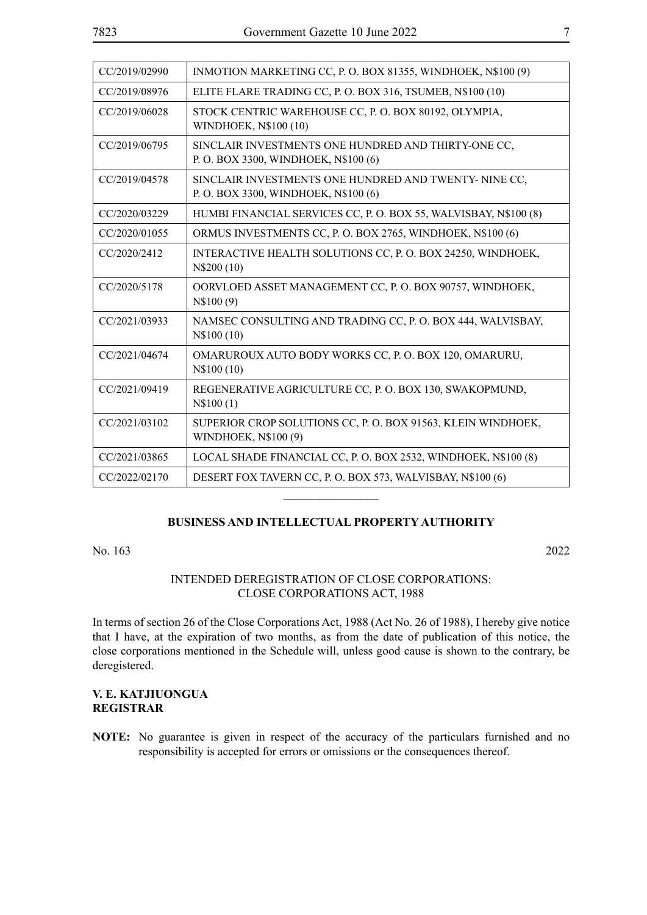| | |
|---|---|
| CC/2019/02990 | INMOTION MARKETING CC, P. O. BOX 81355, WINDHOEK, N$100 (9) |
| CC/2019/08976 | ELITE FLARE TRADING CC, P. O. BOX 316, TSUMEB, N$100 (10) |
| CC/2019/06028 | STOCK CENTRIC WAREHOUSE CC, P. O. BOX 80192, OLYMPIA, WINDHOEK, N$100 (10) |
| CC/2019/06795 | SINCLAIR INVESTMENTS ONE HUNDRED AND THIRTY-ONE CC, P. O. BOX 3300, WINDHOEK, N$100 (6) |
| CC/2019/04578 | SINCLAIR INVESTMENTS ONE HUNDRED AND TWENTY- NINE CC, P. O. BOX 3300, WINDHOEK, N$100 (6) |
| CC/2020/03229 | HUMBI FINANCIAL SERVICES CC, P. O. BOX 55, WALVISBAY, N$100 (8) |
| CC/2020/01055 | ORMUS INVESTMENTS CC, P. O. BOX 2765, WINDHOEK, N$100 (6) |
| CC/2020/2412 | INTERACTIVE HEALTH SOLUTIONS CC, P. O. BOX 24250, WINDHOEK, N$200 (10) |
| CC/2020/5178 | OORVLOED ASSET MANAGEMENT CC, P. O. BOX 90757, WINDHOEK, N$100 (9) |
| CC/2021/03933 | NAMSEC CONSULTING AND TRADING CC, P. O. BOX 444, WALVISBAY, N$100 (10) |
| CC/2021/04674 | OMARUROUX AUTO BODY WORKS CC, P. O. BOX 120, OMARURU, N$100 (10) |
| CC/2021/09419 | REGENERATIVE AGRICULTURE CC, P. O. BOX 130, SWAKOPMUND, N$100 (1) |
| CC/2021/03102 | SUPERIOR CROP SOLUTIONS CC, P. O. BOX 91563, KLEIN WINDHOEK, WINDHOEK, N$100 (9) |
| CC/2021/03865 | LOCAL SHADE FINANCIAL CC, P. O. BOX 2532, WINDHOEK, N$100 (8) |
| CC/2022/02170 | DESERT FOX TAVERN CC, P. O. BOX 573, WALVISBAY, N$100 (6) |

---

**BUSINESS AND INTELLECTUAL PROPERTY AUTHORITY**

No. 163 2022

INTENDED DEREGISTRATION OF CLOSE CORPORATIONS:
CLOSE CORPORATIONS ACT, 1988

In terms of section 26 of the Close Corporations Act, 1988 (Act No. 26 of 1988), I hereby give notice that I have, at the expiration of two months, as from the date of publication of this notice, the close corporations mentioned in the Schedule will, unless good cause is shown to the contrary, be deregistered.

**V. E. KATJIUONGUA**
**REGISTRAR**

**NOTE:** No guarantee is given in respect of the accuracy of the particulars furnished and no responsibility is accepted for errors or omissions or the consequences thereof.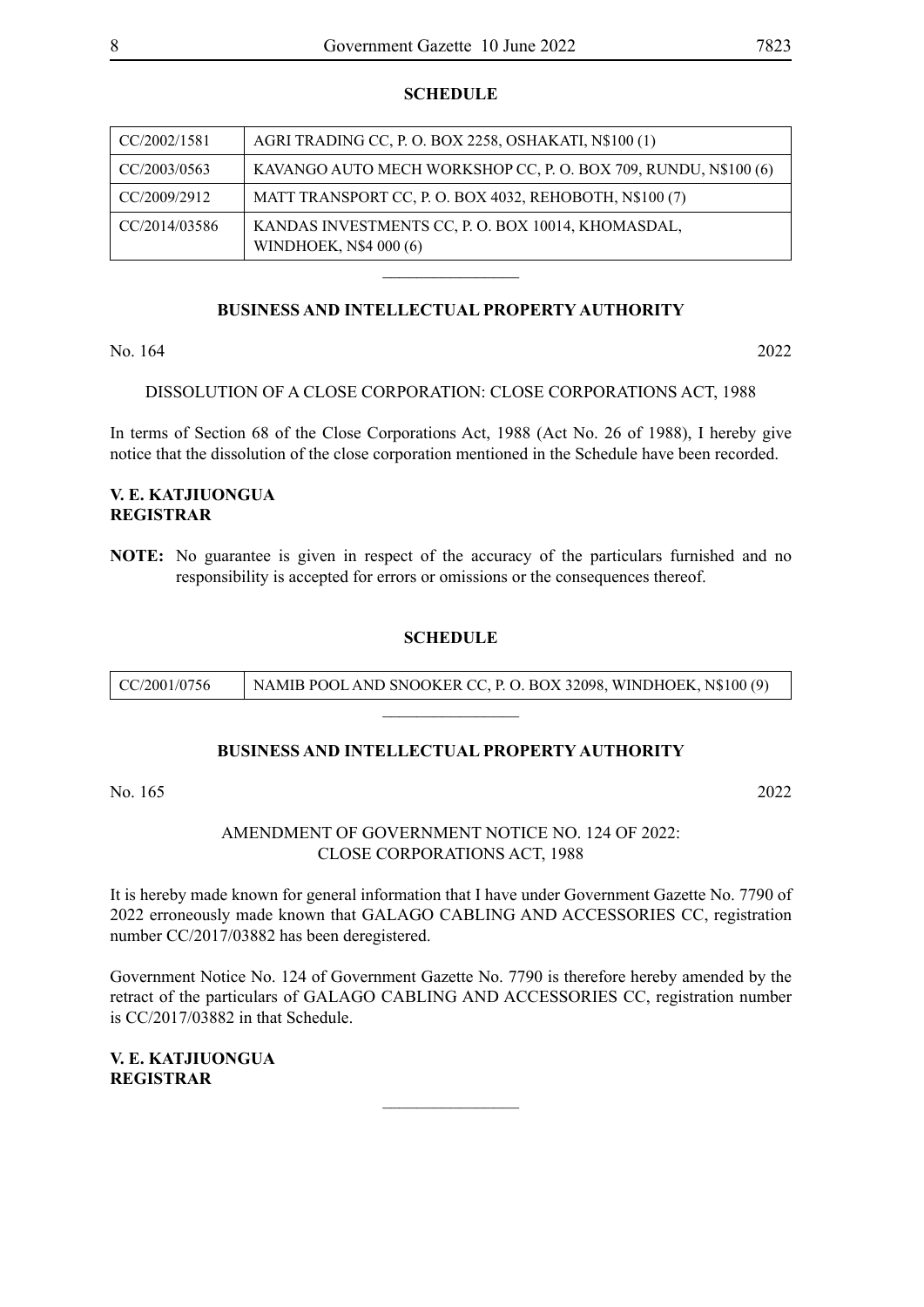**SCHEDULE**

| | |
|---|---|
| CC/2002/1581 | AGRI TRADING CC, P. O. BOX 2258, OSHAKATI, N$100 (1) |
| CC/2003/0563 | KAVANGO AUTO MECH WORKSHOP CC, P. O. BOX 709, RUNDU, N$100 (6) |
| CC/2009/2912 | MATT TRANSPORT CC, P. O. BOX 4032, REHOBOTH, N$100 (7) |
| CC/2014/03586 | KANDAS INVESTMENTS CC, P. O. BOX 10014, KHOMASDAL, WINDHOEK, N$4 000 (6) |

---

**BUSINESS AND INTELLECTUAL PROPERTY AUTHORITY**

No. 164 2022

DISSOLUTION OF A CLOSE CORPORATION: CLOSE CORPORATIONS ACT, 1988

In terms of Section 68 of the Close Corporations Act, 1988 (Act No. 26 of 1988), I hereby give notice that the dissolution of the close corporation mentioned in the Schedule have been recorded.

**V. E. KATJIUONGUA**
**REGISTRAR**

**NOTE:** No guarantee is given in respect of the accuracy of the particulars furnished and no responsibility is accepted for errors or omissions or the consequences thereof.

**SCHEDULE**

| | |
|---|---|
| CC/2001/0756 | NAMIB POOL AND SNOOKER CC, P. O. BOX 32098, WINDHOEK, N$100 (9) |

---

**BUSINESS AND INTELLECTUAL PROPERTY AUTHORITY**

No. 165 2022

AMENDMENT OF GOVERNMENT NOTICE NO. 124 OF 2022:
CLOSE CORPORATIONS ACT, 1988

It is hereby made known for general information that I have under Government Gazette No. 7790 of 2022 erroneously made known that GALAGO CABLING AND ACCESSORIES CC, registration number CC/2017/03882 has been deregistered.

Government Notice No. 124 of Government Gazette No. 7790 is therefore hereby amended by the retract of the particulars of GALAGO CABLING AND ACCESSORIES CC, registration number is CC/2017/03882 in that Schedule.

**V. E. KATJIUONGUA**
**REGISTRAR**

---